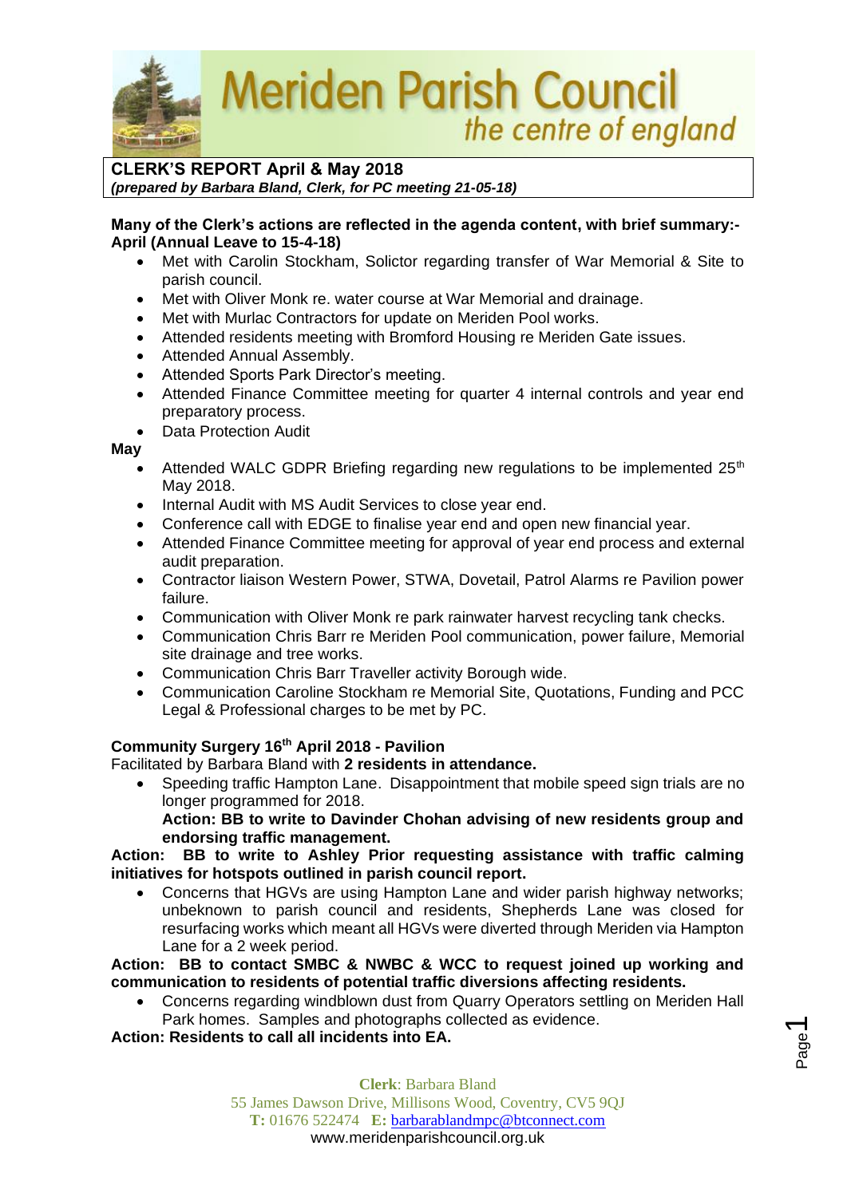# Meriden Parish Council
*the centre of england*

**CLERK'S REPORT April & May 2018**
***(prepared by Barbara Bland, Clerk, for PC meeting 21-05-18)***

**Many of the Clerk's actions are reflected in the agenda content, with brief summary:-**
**April (Annual Leave to 15-4-18)**

- Met with Carolin Stockham, Solictor regarding transfer of War Memorial & Site to parish council.
- Met with Oliver Monk re. water course at War Memorial and drainage.
- Met with Murlac Contractors for update on Meriden Pool works.
- Attended residents meeting with Bromford Housing re Meriden Gate issues.
- Attended Annual Assembly.
- Attended Sports Park Director's meeting.
- Attended Finance Committee meeting for quarter 4 internal controls and year end preparatory process.
- Data Protection Audit

**May**

- Attended WALC GDPR Briefing regarding new regulations to be implemented 25th May 2018.
- Internal Audit with MS Audit Services to close year end.
- Conference call with EDGE to finalise year end and open new financial year.
- Attended Finance Committee meeting for approval of year end process and external audit preparation.
- Contractor liaison Western Power, STWA, Dovetail, Patrol Alarms re Pavilion power failure.
- Communication with Oliver Monk re park rainwater harvest recycling tank checks.
- Communication Chris Barr re Meriden Pool communication, power failure, Memorial site drainage and tree works.
- Communication Chris Barr Traveller activity Borough wide.
- Communication Caroline Stockham re Memorial Site, Quotations, Funding and PCC Legal & Professional charges to be met by PC.

**Community Surgery 16th April 2018 - Pavilion**

Facilitated by Barbara Bland with **2 residents in attendance.**

- Speeding traffic Hampton Lane. Disappointment that mobile speed sign trials are no longer programmed for 2018.
  **Action: BB to write to Davinder Chohan advising of new residents group and endorsing traffic management.**

**Action: BB to write to Ashley Prior requesting assistance with traffic calming initiatives for hotspots outlined in parish council report.**

- Concerns that HGVs are using Hampton Lane and wider parish highway networks; unbeknown to parish council and residents, Shepherds Lane was closed for resurfacing works which meant all HGVs were diverted through Meriden via Hampton Lane for a 2 week period.

**Action: BB to contact SMBC & NWBC & WCC to request joined up working and communication to residents of potential traffic diversions affecting residents.**

- Concerns regarding windblown dust from Quarry Operators settling on Meriden Hall Park homes. Samples and photographs collected as evidence.

**Action: Residents to call all incidents into EA.**

**Clerk**: Barbara Bland
55 James Dawson Drive, Millisons Wood, Coventry, CV5 9QJ
**T:** 01676 522474 **E:** barbarablandmpc@btconnect.com
www.meridenparishcouncil.org.uk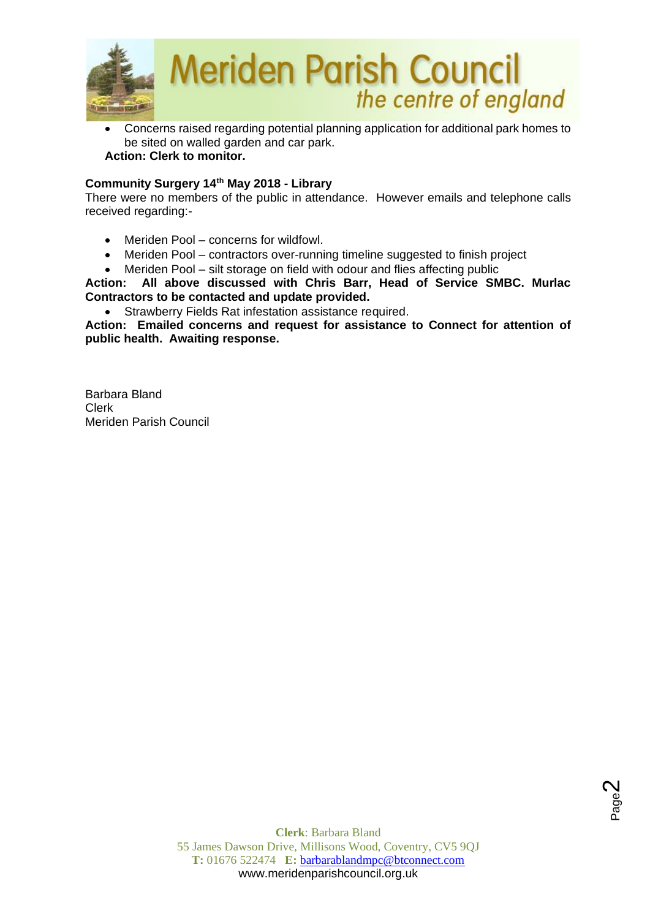- Concerns raised regarding potential planning application for additional park homes to be sited on walled garden and car park.

**Action: Clerk to monitor.**

**Community Surgery 14th May 2018 - Library**

There were no members of the public in attendance. However emails and telephone calls received regarding:-

- Meriden Pool – concerns for wildfowl.
- Meriden Pool – contractors over-running timeline suggested to finish project
- Meriden Pool – silt storage on field with odour and flies affecting public

**Action: All above discussed with Chris Barr, Head of Service SMBC. Murlac Contractors to be contacted and update provided.**

- Strawberry Fields Rat infestation assistance required.

**Action: Emailed concerns and request for assistance to Connect for attention of public health. Awaiting response.**

Barbara Bland
Clerk
Meriden Parish Council